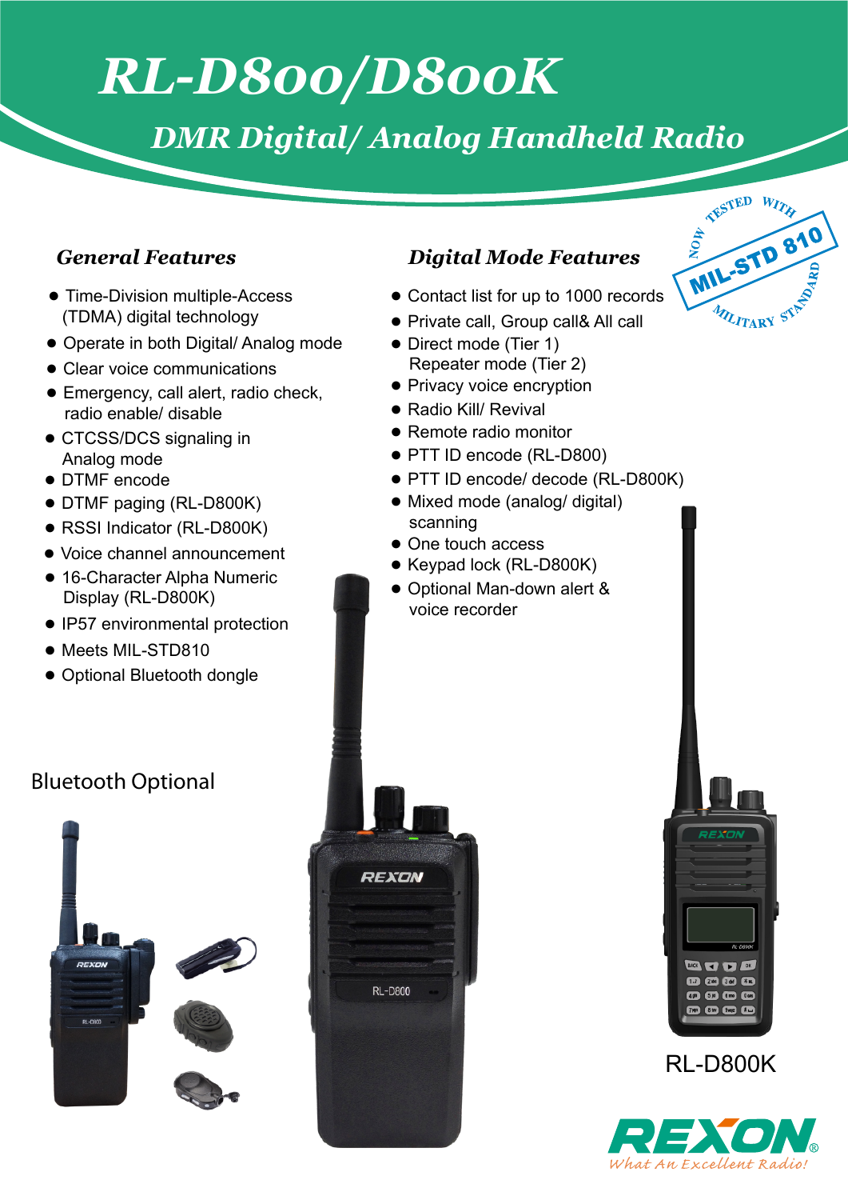# RL-D800/D800K

## DMR Digital/ Analog Handheld Radio

NOW TESTED WITH MIL-STD 810 MILITARY STANDARD

### General Features

- Time-Division multiple-Access (TDMA) digital technology
- Operate in both Digital/ Analog mode
- Clear voice communications
- Emergency, call alert, radio check, radio enable/ disable
- CTCSS/DCS signaling in Analog mode
- DTMF encode
- DTMF paging (RL-D800K)
- RSSI Indicator (RL-D800K)
- Voice channel announcement
- 16-Character Alpha Numeric Display (RL-D800K)
- IP57 environmental protection
- Meets MIL-STD810
- Optional Bluetooth dongle

### Digital Mode Features

- Contact list for up to 1000 records
- Private call, Group call& All call
- Direct mode (Tier 1)
  Repeater mode (Tier 2)
- Privacy voice encryption
- Radio Kill/ Revival
- Remote radio monitor
- PTT ID encode (RL-D800)
- PTT ID encode/ decode (RL-D800K)
- Mixed mode (analog/ digital) scanning
- One touch access
- Keypad lock (RL-D800K)
- Optional Man-down alert & voice recorder

Bluetooth Optional

RL-D800K

REXON
What An Excellent Radio!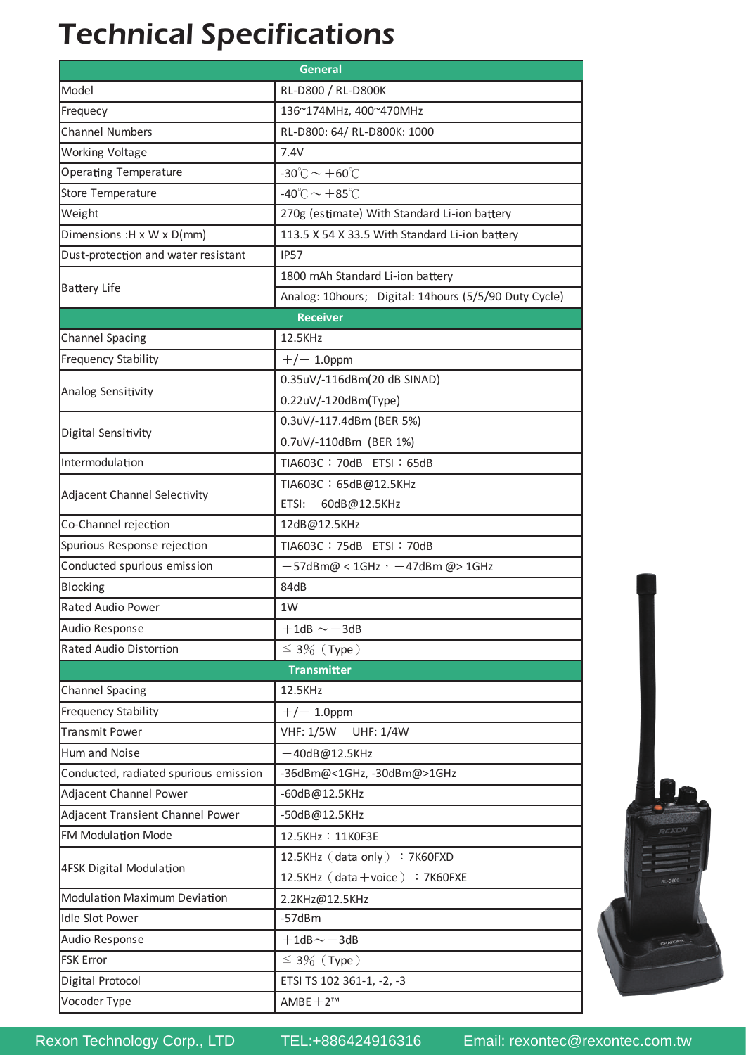# Technical Specifications

| General | |
|---|---|
| Model | RL-D800 / RL-D800K |
| Frequecy | 136~174MHz, 400~470MHz |
| Channel Numbers | RL-D800: 64/ RL-D800K: 1000 |
| Working Voltage | 7.4V |
| Operating Temperature | -30℃～+60℃ |
| Store Temperature | -40℃～+85℃ |
| Weight | 270g (estimate) With Standard Li-ion battery |
| Dimensions :H x W x D(mm) | 113.5 X 54 X 33.5 With Standard Li-ion battery |
| Dust-protection and water resistant | IP57 |
| Battery Life | 1800 mAh Standard Li-ion battery |
| | Analog: 10hours; Digital: 14hours (5/5/90 Duty Cycle) |
| **Receiver** | |
| Channel Spacing | 12.5KHz |
| Frequency Stability | +/− 1.0ppm |
| Analog Sensitivity | 0.35uV/-116dBm(20 dB SINAD) |
| | 0.22uV/-120dBm(Type) |
| Digital Sensitivity | 0.3uV/-117.4dBm (BER 5%) |
| | 0.7uV/-110dBm (BER 1%) |
| Intermodulation | TIA603C：70dB ETSI：65dB |
| Adjacent Channel Selectivity | TIA603C：65dB@12.5KHz |
| | ETSI: 60dB@12.5KHz |
| Co-Channel rejection | 12dB@12.5KHz |
| Spurious Response rejection | TIA603C：75dB ETSI：70dB |
| Conducted spurious emission | −57dBm@ < 1GHz，−47dBm @> 1GHz |
| Blocking | 84dB |
| Rated Audio Power | 1W |
| Audio Response | +1dB ～−3dB |
| Rated Audio Distortion | ≤ 3%（Type） |
| **Transmitter** | |
| Channel Spacing | 12.5KHz |
| Frequency Stability | +/− 1.0ppm |
| Transmit Power | VHF: 1/5W UHF: 1/4W |
| Hum and Noise | −40dB@12.5KHz |
| Conducted, radiated spurious emission | -36dBm@<1GHz, -30dBm@>1GHz |
| Adjacent Channel Power | -60dB@12.5KHz |
| Adjacent Transient Channel Power | -50dB@12.5KHz |
| FM Modulation Mode | 12.5KHz：11K0F3E |
| 4FSK Digital Modulation | 12.5KHz（data only）：7K60FXD |
| | 12.5KHz（data+voice）：7K60FXE |
| Modulation Maximum Deviation | 2.2KHz@12.5KHz |
| Idle Slot Power | -57dBm |
| Audio Response | +1dB～−3dB |
| FSK Error | ≤ 3%（Type） |
| Digital Protocol | ETSI TS 102 361-1, -2, -3 |
| Vocoder Type | AMBE+2™ |

Rexon Technology Corp., LTD TEL:+886424916316 Email: rexontec@rexontec.com.tw